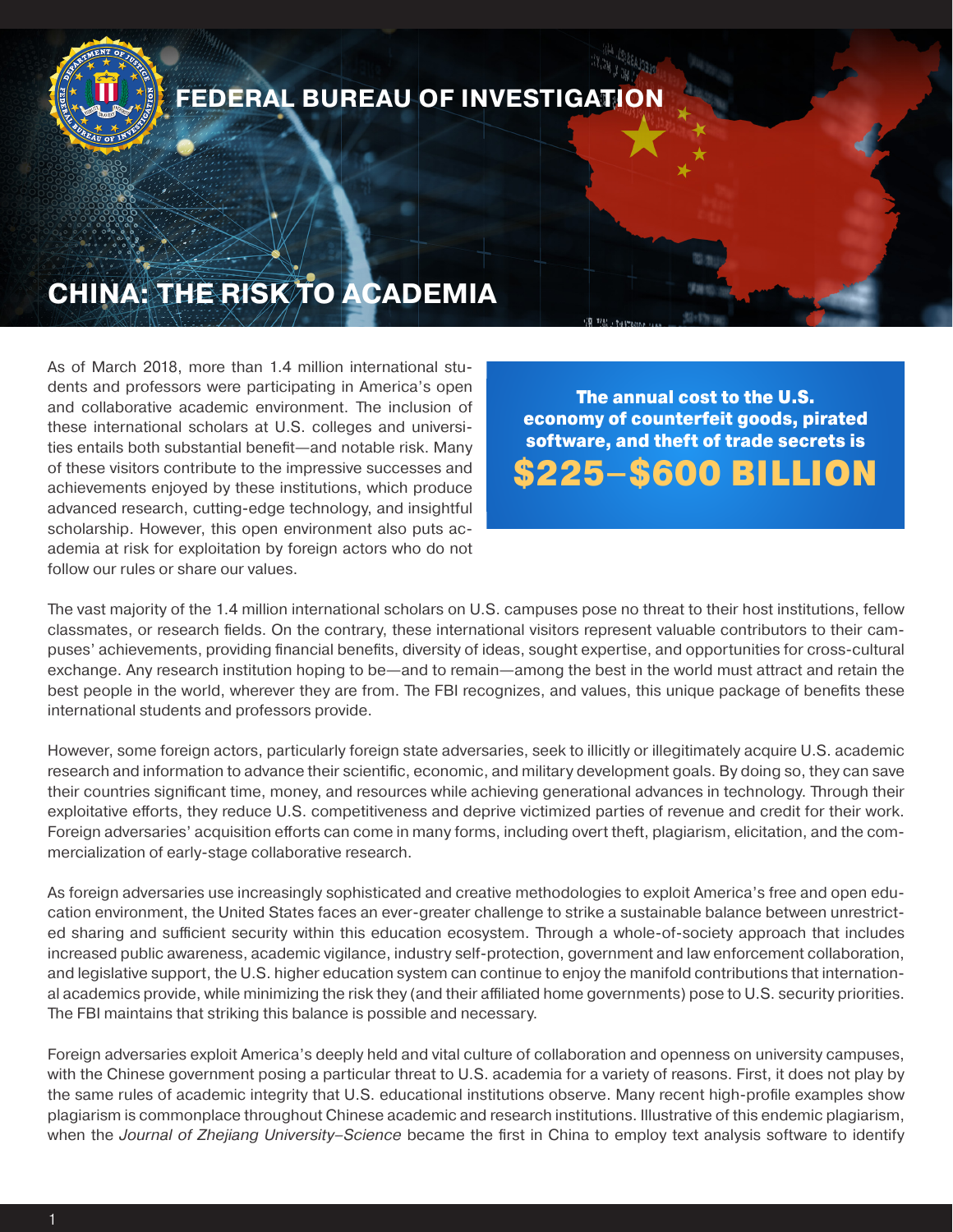FEDERAL BUREAU OF INVESTIGATION

# CHINA: THE RISK TO ACADEMIA

As of March 2018, more than 1.4 million international students and professors were participating in America's open and collaborative academic environment. The inclusion of these international scholars at U.S. colleges and universities entails both substantial benefit—and notable risk. Many of these visitors contribute to the impressive successes and achievements enjoyed by these institutions, which produce advanced research, cutting-edge technology, and insightful scholarship. However, this open environment also puts academia at risk for exploitation by foreign actors who do not follow our rules or share our values.

> **The annual cost to the U.S. economy of counterfeit goods, pirated software, and theft of trade secrets is**
> **$225–$600 BILLION**

The vast majority of the 1.4 million international scholars on U.S. campuses pose no threat to their host institutions, fellow classmates, or research fields. On the contrary, these international visitors represent valuable contributors to their campuses' achievements, providing financial benefits, diversity of ideas, sought expertise, and opportunities for cross-cultural exchange. Any research institution hoping to be—and to remain—among the best in the world must attract and retain the best people in the world, wherever they are from. The FBI recognizes, and values, this unique package of benefits these international students and professors provide.

However, some foreign actors, particularly foreign state adversaries, seek to illicitly or illegitimately acquire U.S. academic research and information to advance their scientific, economic, and military development goals. By doing so, they can save their countries significant time, money, and resources while achieving generational advances in technology. Through their exploitative efforts, they reduce U.S. competitiveness and deprive victimized parties of revenue and credit for their work. Foreign adversaries' acquisition efforts can come in many forms, including overt theft, plagiarism, elicitation, and the commercialization of early-stage collaborative research.

As foreign adversaries use increasingly sophisticated and creative methodologies to exploit America's free and open education environment, the United States faces an ever-greater challenge to strike a sustainable balance between unrestricted sharing and sufficient security within this education ecosystem. Through a whole-of-society approach that includes increased public awareness, academic vigilance, industry self-protection, government and law enforcement collaboration, and legislative support, the U.S. higher education system can continue to enjoy the manifold contributions that international academics provide, while minimizing the risk they (and their affiliated home governments) pose to U.S. security priorities. The FBI maintains that striking this balance is possible and necessary.

Foreign adversaries exploit America's deeply held and vital culture of collaboration and openness on university campuses, with the Chinese government posing a particular threat to U.S. academia for a variety of reasons. First, it does not play by the same rules of academic integrity that U.S. educational institutions observe. Many recent high-profile examples show plagiarism is commonplace throughout Chinese academic and research institutions. Illustrative of this endemic plagiarism, when the *Journal of Zhejiang University–Science* became the first in China to employ text analysis software to identify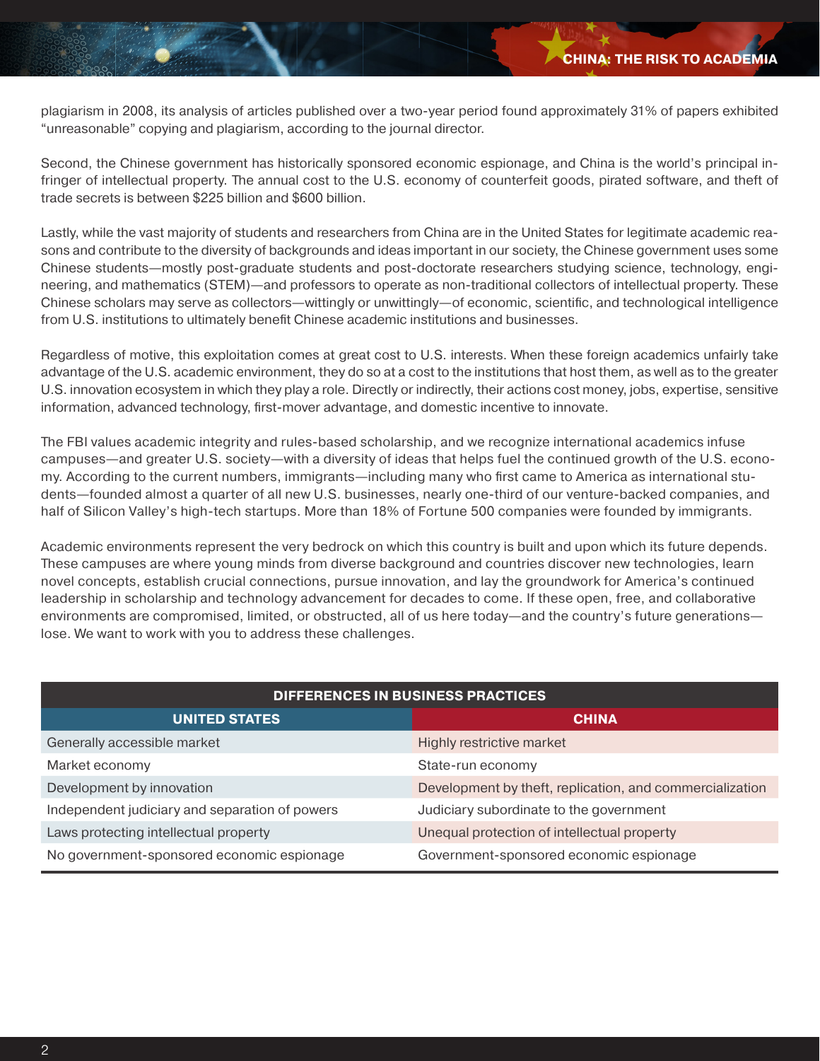plagiarism in 2008, its analysis of articles published over a two-year period found approximately 31% of papers exhibited "unreasonable" copying and plagiarism, according to the journal director.

Second, the Chinese government has historically sponsored economic espionage, and China is the world's principal infringer of intellectual property. The annual cost to the U.S. economy of counterfeit goods, pirated software, and theft of trade secrets is between $225 billion and $600 billion.

Lastly, while the vast majority of students and researchers from China are in the United States for legitimate academic reasons and contribute to the diversity of backgrounds and ideas important in our society, the Chinese government uses some Chinese students—mostly post-graduate students and post-doctorate researchers studying science, technology, engineering, and mathematics (STEM)—and professors to operate as non-traditional collectors of intellectual property. These Chinese scholars may serve as collectors—wittingly or unwittingly—of economic, scientific, and technological intelligence from U.S. institutions to ultimately benefit Chinese academic institutions and businesses.

Regardless of motive, this exploitation comes at great cost to U.S. interests. When these foreign academics unfairly take advantage of the U.S. academic environment, they do so at a cost to the institutions that host them, as well as to the greater U.S. innovation ecosystem in which they play a role. Directly or indirectly, their actions cost money, jobs, expertise, sensitive information, advanced technology, first-mover advantage, and domestic incentive to innovate.

The FBI values academic integrity and rules-based scholarship, and we recognize international academics infuse campuses—and greater U.S. society—with a diversity of ideas that helps fuel the continued growth of the U.S. economy. According to the current numbers, immigrants—including many who first came to America as international students—founded almost a quarter of all new U.S. businesses, nearly one-third of our venture-backed companies, and half of Silicon Valley's high-tech startups. More than 18% of Fortune 500 companies were founded by immigrants.

Academic environments represent the very bedrock on which this country is built and upon which its future depends. These campuses are where young minds from diverse background and countries discover new technologies, learn novel concepts, establish crucial connections, pursue innovation, and lay the groundwork for America's continued leadership in scholarship and technology advancement for decades to come. If these open, free, and collaborative environments are compromised, limited, or obstructed, all of us here today—and the country's future generations—lose. We want to work with you to address these challenges.

| DIFFERENCES IN BUSINESS PRACTICES | |
|---|---|
| **UNITED STATES** | **CHINA** |
| Generally accessible market | Highly restrictive market |
| Market economy | State-run economy |
| Development by innovation | Development by theft, replication, and commercialization |
| Independent judiciary and separation of powers | Judiciary subordinate to the government |
| Laws protecting intellectual property | Unequal protection of intellectual property |
| No government-sponsored economic espionage | Government-sponsored economic espionage |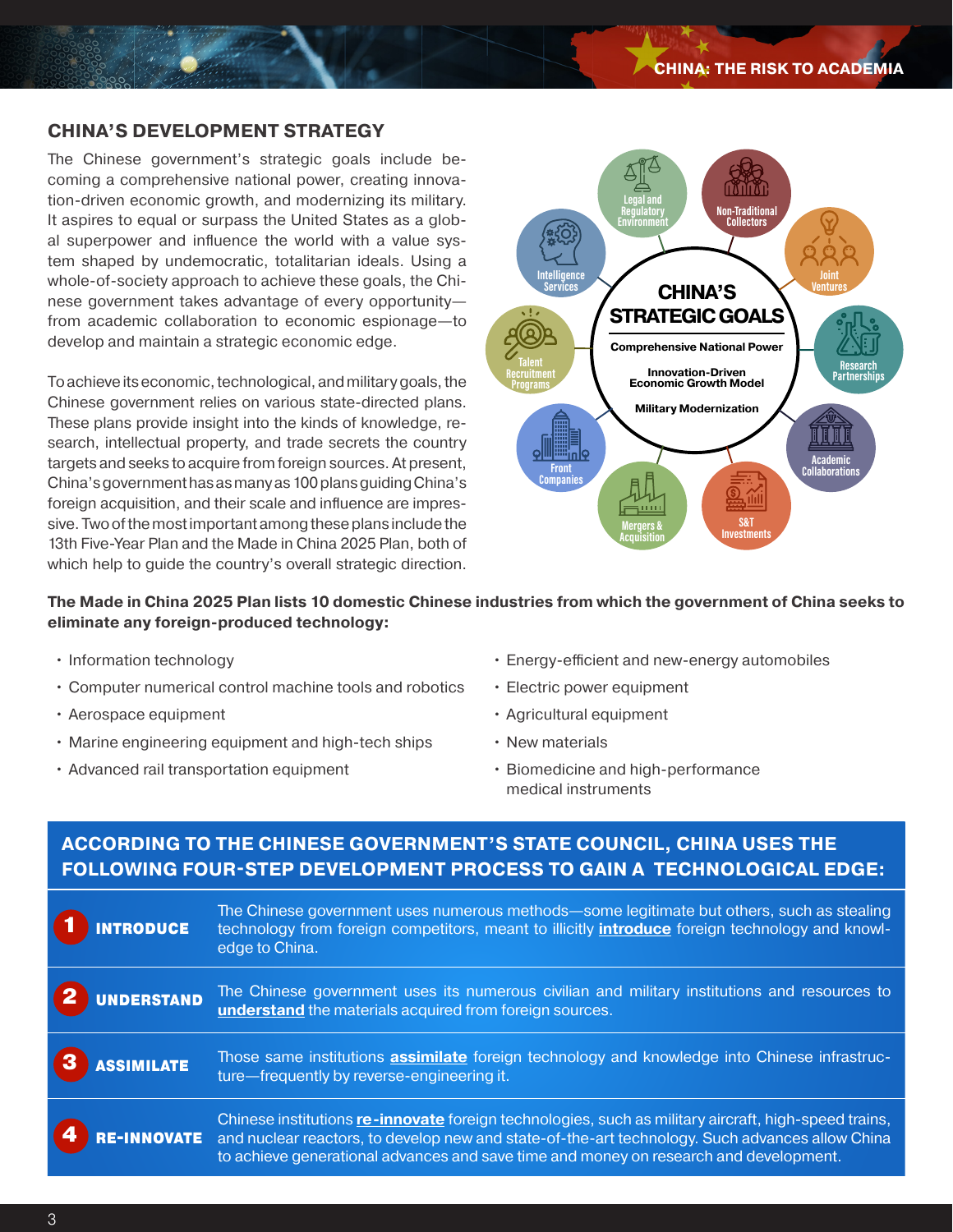## CHINA'S DEVELOPMENT STRATEGY

The Chinese government's strategic goals include becoming a comprehensive national power, creating innovation-driven economic growth, and modernizing its military. It aspires to equal or surpass the United States as a global superpower and influence the world with a value system shaped by undemocratic, totalitarian ideals. Using a whole-of-society approach to achieve these goals, the Chinese government takes advantage of every opportunity—from academic collaboration to economic espionage—to develop and maintain a strategic economic edge.

To achieve its economic, technological, and military goals, the Chinese government relies on various state-directed plans. These plans provide insight into the kinds of knowledge, research, intellectual property, and trade secrets the country targets and seeks to acquire from foreign sources. At present, China's government has as many as 100 plans guiding China's foreign acquisition, and their scale and influence are impressive. Two of the most important among these plans include the 13th Five-Year Plan and the Made in China 2025 Plan, both of which help to guide the country's overall strategic direction.

**CHINA'S STRATEGIC GOALS**

- Comprehensive National Power
- Innovation-Driven Economic Growth Model
- Military Modernization

Legal and Regulatory Environment · Non-Traditional Collectors · Joint Ventures · Research Partnerships · Academic Collaborations · S&T Investments · Mergers & Acquisition · Front Companies · Talent Recruitment Programs · Intelligence Services

**The Made in China 2025 Plan lists 10 domestic Chinese industries from which the government of China seeks to eliminate any foreign-produced technology:**

- Information technology
- Computer numerical control machine tools and robotics
- Aerospace equipment
- Marine engineering equipment and high-tech ships
- Advanced rail transportation equipment
- Energy-efficient and new-energy automobiles
- Electric power equipment
- Agricultural equipment
- New materials
- Biomedicine and high-performance medical instruments

## ACCORDING TO THE CHINESE GOVERNMENT'S STATE COUNCIL, CHINA USES THE FOLLOWING FOUR-STEP DEVELOPMENT PROCESS TO GAIN A TECHNOLOGICAL EDGE:

| | |
|---|---|
| **1 INTRODUCE** | The Chinese government uses numerous methods—some legitimate but others, such as stealing technology from foreign competitors, meant to illicitly **introduce** foreign technology and knowledge to China. |
| **2 UNDERSTAND** | The Chinese government uses its numerous civilian and military institutions and resources to **understand** the materials acquired from foreign sources. |
| **3 ASSIMILATE** | Those same institutions **assimilate** foreign technology and knowledge into Chinese infrastructure—frequently by reverse-engineering it. |
| **4 RE-INNOVATE** | Chinese institutions **re-innovate** foreign technologies, such as military aircraft, high-speed trains, and nuclear reactors, to develop new and state-of-the-art technology. Such advances allow China to achieve generational advances and save time and money on research and development. |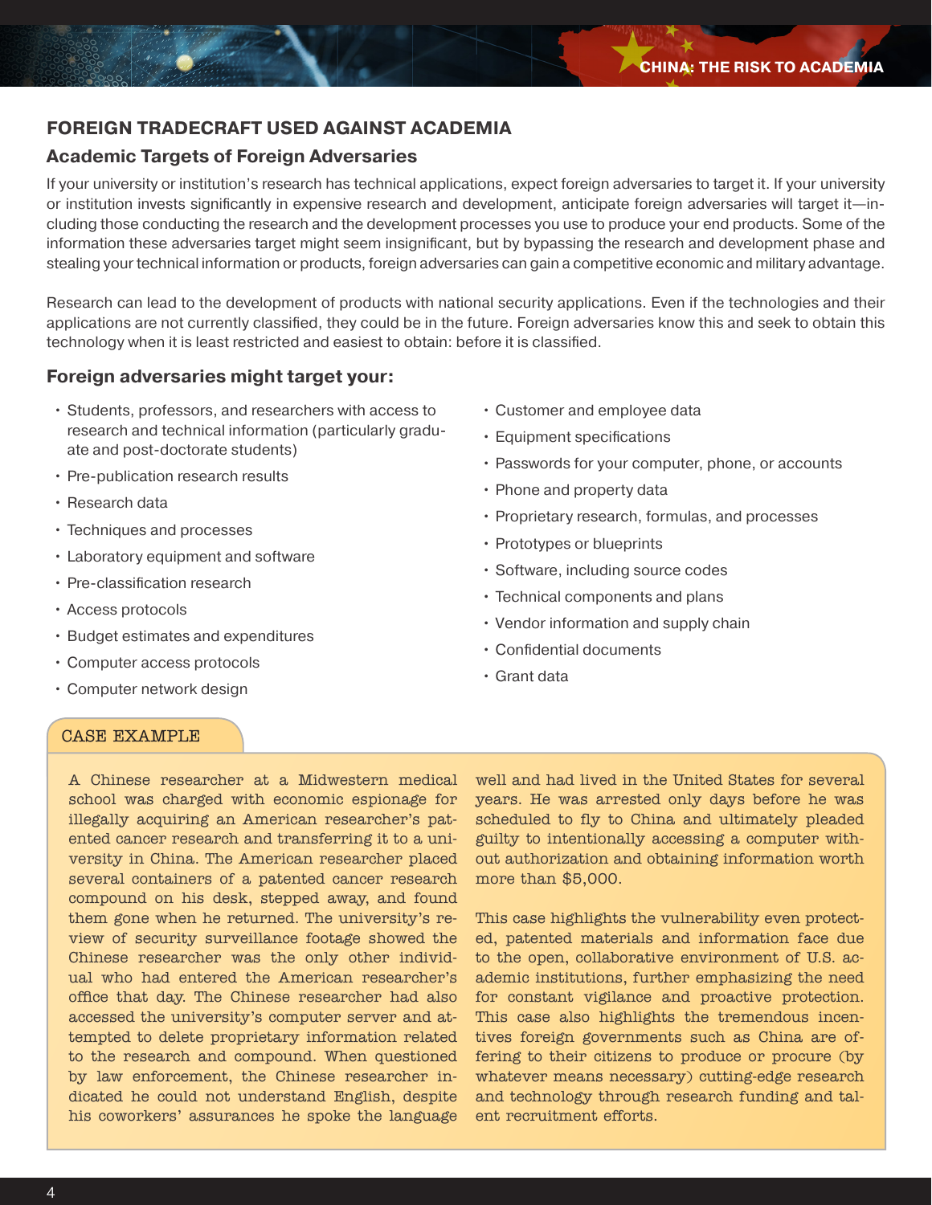## FOREIGN TRADECRAFT USED AGAINST ACADEMIA

### Academic Targets of Foreign Adversaries

If your university or institution's research has technical applications, expect foreign adversaries to target it. If your university or institution invests significantly in expensive research and development, anticipate foreign adversaries will target it—including those conducting the research and the development processes you use to produce your end products. Some of the information these adversaries target might seem insignificant, but by bypassing the research and development phase and stealing your technical information or products, foreign adversaries can gain a competitive economic and military advantage.

Research can lead to the development of products with national security applications. Even if the technologies and their applications are not currently classified, they could be in the future. Foreign adversaries know this and seek to obtain this technology when it is least restricted and easiest to obtain: before it is classified.

### Foreign adversaries might target your:

- Students, professors, and researchers with access to research and technical information (particularly graduate and post-doctorate students)
- Pre-publication research results
- Research data
- Techniques and processes
- Laboratory equipment and software
- Pre-classification research
- Access protocols
- Budget estimates and expenditures
- Computer access protocols
- Computer network design
- Customer and employee data
- Equipment specifications
- Passwords for your computer, phone, or accounts
- Phone and property data
- Proprietary research, formulas, and processes
- Prototypes or blueprints
- Software, including source codes
- Technical components and plans
- Vendor information and supply chain
- Confidential documents
- Grant data

#### CASE EXAMPLE

A Chinese researcher at a Midwestern medical school was charged with economic espionage for illegally acquiring an American researcher's patented cancer research and transferring it to a university in China. The American researcher placed several containers of a patented cancer research compound on his desk, stepped away, and found them gone when he returned. The university's review of security surveillance footage showed the Chinese researcher was the only other individual who had entered the American researcher's office that day. The Chinese researcher had also accessed the university's computer server and attempted to delete proprietary information related to the research and compound. When questioned by law enforcement, the Chinese researcher indicated he could not understand English, despite his coworkers' assurances he spoke the language well and had lived in the United States for several years. He was arrested only days before he was scheduled to fly to China and ultimately pleaded guilty to intentionally accessing a computer without authorization and obtaining information worth more than $5,000.

This case highlights the vulnerability even protected, patented materials and information face due to the open, collaborative environment of U.S. academic institutions, further emphasizing the need for constant vigilance and proactive protection. This case also highlights the tremendous incentives foreign governments such as China are offering to their citizens to produce or procure (by whatever means necessary) cutting-edge research and technology through research funding and talent recruitment efforts.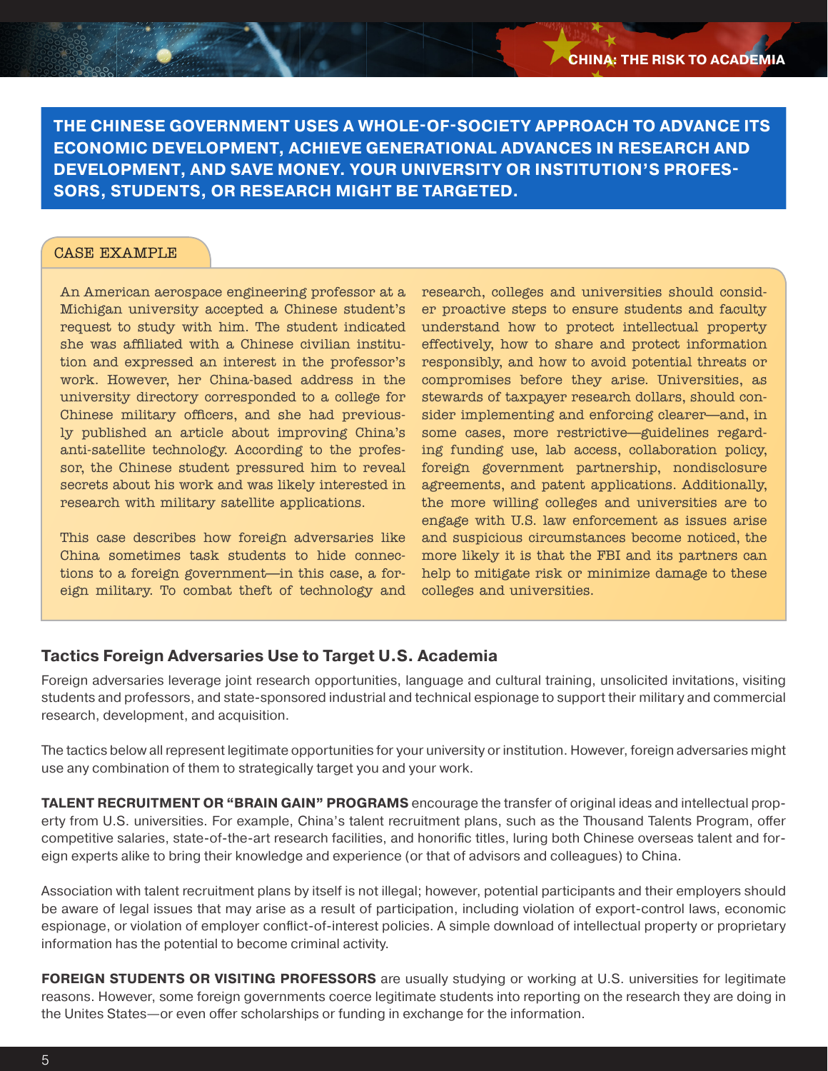**THE CHINESE GOVERNMENT USES A WHOLE-OF-SOCIETY APPROACH TO ADVANCE ITS ECONOMIC DEVELOPMENT, ACHIEVE GENERATIONAL ADVANCES IN RESEARCH AND DEVELOPMENT, AND SAVE MONEY. YOUR UNIVERSITY OR INSTITUTION'S PROFESSORS, STUDENTS, OR RESEARCH MIGHT BE TARGETED.**

### CASE EXAMPLE

An American aerospace engineering professor at a Michigan university accepted a Chinese student's request to study with him. The student indicated she was affiliated with a Chinese civilian institution and expressed an interest in the professor's work. However, her China-based address in the university directory corresponded to a college for Chinese military officers, and she had previously published an article about improving China's anti-satellite technology. According to the professor, the Chinese student pressured him to reveal secrets about his work and was likely interested in research with military satellite applications.

This case describes how foreign adversaries like China sometimes task students to hide connections to a foreign government—in this case, a foreign military. To combat theft of technology and research, colleges and universities should consider proactive steps to ensure students and faculty understand how to protect intellectual property effectively, how to share and protect information responsibly, and how to avoid potential threats or compromises before they arise. Universities, as stewards of taxpayer research dollars, should consider implementing and enforcing clearer—and, in some cases, more restrictive—guidelines regarding funding use, lab access, collaboration policy, foreign government partnership, nondisclosure agreements, and patent applications. Additionally, the more willing colleges and universities are to engage with U.S. law enforcement as issues arise and suspicious circumstances become noticed, the more likely it is that the FBI and its partners can help to mitigate risk or minimize damage to these colleges and universities.

## Tactics Foreign Adversaries Use to Target U.S. Academia

Foreign adversaries leverage joint research opportunities, language and cultural training, unsolicited invitations, visiting students and professors, and state-sponsored industrial and technical espionage to support their military and commercial research, development, and acquisition.

The tactics below all represent legitimate opportunities for your university or institution. However, foreign adversaries might use any combination of them to strategically target you and your work.

**TALENT RECRUITMENT OR "BRAIN GAIN" PROGRAMS** encourage the transfer of original ideas and intellectual property from U.S. universities. For example, China's talent recruitment plans, such as the Thousand Talents Program, offer competitive salaries, state-of-the-art research facilities, and honorific titles, luring both Chinese overseas talent and foreign experts alike to bring their knowledge and experience (or that of advisors and colleagues) to China.

Association with talent recruitment plans by itself is not illegal; however, potential participants and their employers should be aware of legal issues that may arise as a result of participation, including violation of export-control laws, economic espionage, or violation of employer conflict-of-interest policies. A simple download of intellectual property or proprietary information has the potential to become criminal activity.

**FOREIGN STUDENTS OR VISITING PROFESSORS** are usually studying or working at U.S. universities for legitimate reasons. However, some foreign governments coerce legitimate students into reporting on the research they are doing in the Unites States—or even offer scholarships or funding in exchange for the information.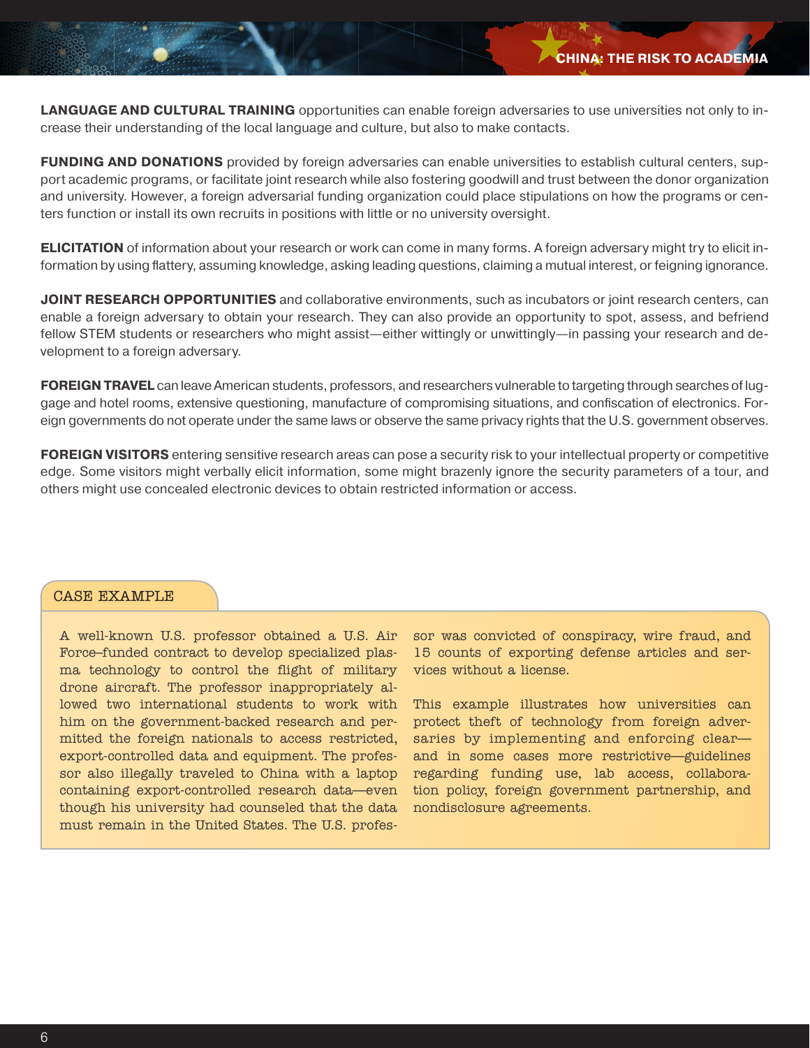**LANGUAGE AND CULTURAL TRAINING** opportunities can enable foreign adversaries to use universities not only to increase their understanding of the local language and culture, but also to make contacts.

**FUNDING AND DONATIONS** provided by foreign adversaries can enable universities to establish cultural centers, support academic programs, or facilitate joint research while also fostering goodwill and trust between the donor organization and university. However, a foreign adversarial funding organization could place stipulations on how the programs or centers function or install its own recruits in positions with little or no university oversight.

**ELICITATION** of information about your research or work can come in many forms. A foreign adversary might try to elicit information by using flattery, assuming knowledge, asking leading questions, claiming a mutual interest, or feigning ignorance.

**JOINT RESEARCH OPPORTUNITIES** and collaborative environments, such as incubators or joint research centers, can enable a foreign adversary to obtain your research. They can also provide an opportunity to spot, assess, and befriend fellow STEM students or researchers who might assist—either wittingly or unwittingly—in passing your research and development to a foreign adversary.

**FOREIGN TRAVEL** can leave American students, professors, and researchers vulnerable to targeting through searches of luggage and hotel rooms, extensive questioning, manufacture of compromising situations, and confiscation of electronics. Foreign governments do not operate under the same laws or observe the same privacy rights that the U.S. government observes.

**FOREIGN VISITORS** entering sensitive research areas can pose a security risk to your intellectual property or competitive edge. Some visitors might verbally elicit information, some might brazenly ignore the security parameters of a tour, and others might use concealed electronic devices to obtain restricted information or access.

### CASE EXAMPLE

A well-known U.S. professor obtained a U.S. Air Force–funded contract to develop specialized plasma technology to control the flight of military drone aircraft. The professor inappropriately allowed two international students to work with him on the government-backed research and permitted the foreign nationals to access restricted, export-controlled data and equipment. The professor also illegally traveled to China with a laptop containing export-controlled research data—even though his university had counseled that the data must remain in the United States. The U.S. professor was convicted of conspiracy, wire fraud, and 15 counts of exporting defense articles and services without a license.

This example illustrates how universities can protect theft of technology from foreign adversaries by implementing and enforcing clear—and in some cases more restrictive—guidelines regarding funding use, lab access, collaboration policy, foreign government partnership, and nondisclosure agreements.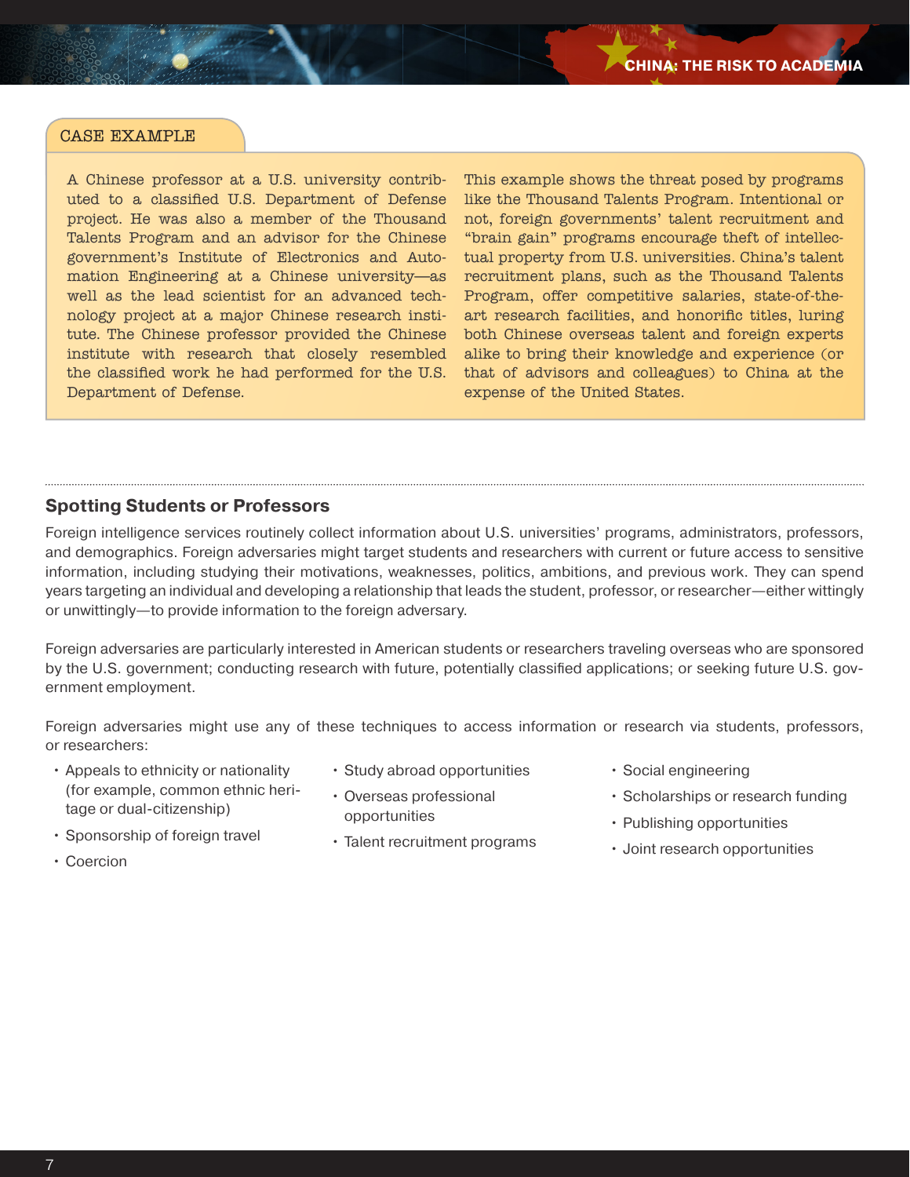### CASE EXAMPLE

A Chinese professor at a U.S. university contributed to a classified U.S. Department of Defense project. He was also a member of the Thousand Talents Program and an advisor for the Chinese government's Institute of Electronics and Automation Engineering at a Chinese university—as well as the lead scientist for an advanced technology project at a major Chinese research institute. The Chinese professor provided the Chinese institute with research that closely resembled the classified work he had performed for the U.S. Department of Defense.

This example shows the threat posed by programs like the Thousand Talents Program. Intentional or not, foreign governments' talent recruitment and "brain gain" programs encourage theft of intellectual property from U.S. universities. China's talent recruitment plans, such as the Thousand Talents Program, offer competitive salaries, state-of-the-art research facilities, and honorific titles, luring both Chinese overseas talent and foreign experts alike to bring their knowledge and experience (or that of advisors and colleagues) to China at the expense of the United States.

## Spotting Students or Professors

Foreign intelligence services routinely collect information about U.S. universities' programs, administrators, professors, and demographics. Foreign adversaries might target students and researchers with current or future access to sensitive information, including studying their motivations, weaknesses, politics, ambitions, and previous work. They can spend years targeting an individual and developing a relationship that leads the student, professor, or researcher—either wittingly or unwittingly—to provide information to the foreign adversary.

Foreign adversaries are particularly interested in American students or researchers traveling overseas who are sponsored by the U.S. government; conducting research with future, potentially classified applications; or seeking future U.S. government employment.

Foreign adversaries might use any of these techniques to access information or research via students, professors, or researchers:

- Appeals to ethnicity or nationality (for example, common ethnic heritage or dual-citizenship)
- Sponsorship of foreign travel
- Coercion
- Study abroad opportunities
- Overseas professional opportunities
- Talent recruitment programs
- Social engineering
- Scholarships or research funding
- Publishing opportunities
- Joint research opportunities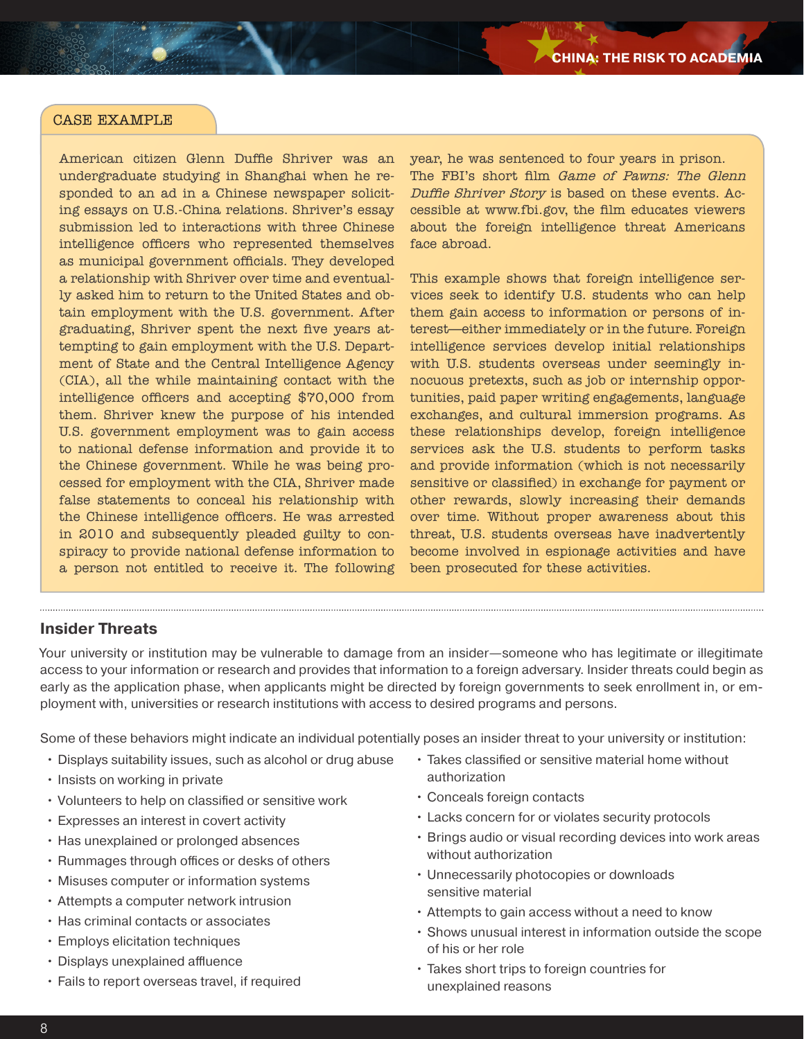## CASE EXAMPLE

American citizen Glenn Duffie Shriver was an undergraduate studying in Shanghai when he responded to an ad in a Chinese newspaper soliciting essays on U.S.-China relations. Shriver's essay submission led to interactions with three Chinese intelligence officers who represented themselves as municipal government officials. They developed a relationship with Shriver over time and eventually asked him to return to the United States and obtain employment with the U.S. government. After graduating, Shriver spent the next five years attempting to gain employment with the U.S. Department of State and the Central Intelligence Agency (CIA), all the while maintaining contact with the intelligence officers and accepting $70,000 from them. Shriver knew the purpose of his intended U.S. government employment was to gain access to national defense information and provide it to the Chinese government. While he was being processed for employment with the CIA, Shriver made false statements to conceal his relationship with the Chinese intelligence officers. He was arrested in 2010 and subsequently pleaded guilty to conspiracy to provide national defense information to a person not entitled to receive it. The following year, he was sentenced to four years in prison. The FBI's short film *Game of Pawns: The Glenn Duffie Shriver Story* is based on these events. Accessible at www.fbi.gov, the film educates viewers about the foreign intelligence threat Americans face abroad.

This example shows that foreign intelligence services seek to identify U.S. students who can help them gain access to information or persons of interest—either immediately or in the future. Foreign intelligence services develop initial relationships with U.S. students overseas under seemingly innocuous pretexts, such as job or internship opportunities, paid paper writing engagements, language exchanges, and cultural immersion programs. As these relationships develop, foreign intelligence services ask the U.S. students to perform tasks and provide information (which is not necessarily sensitive or classified) in exchange for payment or other rewards, slowly increasing their demands over time. Without proper awareness about this threat, U.S. students overseas have inadvertently become involved in espionage activities and have been prosecuted for these activities.

## Insider Threats

Your university or institution may be vulnerable to damage from an insider—someone who has legitimate or illegitimate access to your information or research and provides that information to a foreign adversary. Insider threats could begin as early as the application phase, when applicants might be directed by foreign governments to seek enrollment in, or employment with, universities or research institutions with access to desired programs and persons.

Some of these behaviors might indicate an individual potentially poses an insider threat to your university or institution:

- Displays suitability issues, such as alcohol or drug abuse
- Insists on working in private
- Volunteers to help on classified or sensitive work
- Expresses an interest in covert activity
- Has unexplained or prolonged absences
- Rummages through offices or desks of others
- Misuses computer or information systems
- Attempts a computer network intrusion
- Has criminal contacts or associates
- Employs elicitation techniques
- Displays unexplained affluence
- Fails to report overseas travel, if required
- Takes classified or sensitive material home without authorization
- Conceals foreign contacts
- Lacks concern for or violates security protocols
- Brings audio or visual recording devices into work areas without authorization
- Unnecessarily photocopies or downloads sensitive material
- Attempts to gain access without a need to know
- Shows unusual interest in information outside the scope of his or her role
- Takes short trips to foreign countries for unexplained reasons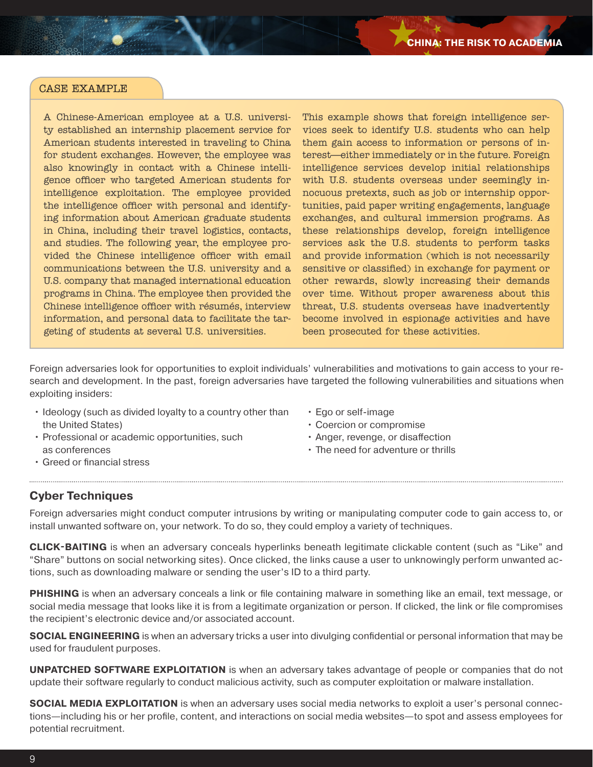## CASE EXAMPLE

A Chinese-American employee at a U.S. university established an internship placement service for American students interested in traveling to China for student exchanges. However, the employee was also knowingly in contact with a Chinese intelligence officer who targeted American students for intelligence exploitation. The employee provided the intelligence officer with personal and identifying information about American graduate students in China, including their travel logistics, contacts, and studies. The following year, the employee provided the Chinese intelligence officer with email communications between the U.S. university and a U.S. company that managed international education programs in China. The employee then provided the Chinese intelligence officer with résumés, interview information, and personal data to facilitate the targeting of students at several U.S. universities.

This example shows that foreign intelligence services seek to identify U.S. students who can help them gain access to information or persons of interest—either immediately or in the future. Foreign intelligence services develop initial relationships with U.S. students overseas under seemingly innocuous pretexts, such as job or internship opportunities, paid paper writing engagements, language exchanges, and cultural immersion programs. As these relationships develop, foreign intelligence services ask the U.S. students to perform tasks and provide information (which is not necessarily sensitive or classified) in exchange for payment or other rewards, slowly increasing their demands over time. Without proper awareness about this threat, U.S. students overseas have inadvertently become involved in espionage activities and have been prosecuted for these activities.

Foreign adversaries look for opportunities to exploit individuals' vulnerabilities and motivations to gain access to your research and development. In the past, foreign adversaries have targeted the following vulnerabilities and situations when exploiting insiders:

- Ideology (such as divided loyalty to a country other than the United States)
- Professional or academic opportunities, such as conferences
- Greed or financial stress
- Ego or self-image
- Coercion or compromise
- Anger, revenge, or disaffection
- The need for adventure or thrills

## Cyber Techniques

Foreign adversaries might conduct computer intrusions by writing or manipulating computer code to gain access to, or install unwanted software on, your network. To do so, they could employ a variety of techniques.

**CLICK-BAITING** is when an adversary conceals hyperlinks beneath legitimate clickable content (such as "Like" and "Share" buttons on social networking sites). Once clicked, the links cause a user to unknowingly perform unwanted actions, such as downloading malware or sending the user's ID to a third party.

**PHISHING** is when an adversary conceals a link or file containing malware in something like an email, text message, or social media message that looks like it is from a legitimate organization or person. If clicked, the link or file compromises the recipient's electronic device and/or associated account.

**SOCIAL ENGINEERING** is when an adversary tricks a user into divulging confidential or personal information that may be used for fraudulent purposes.

**UNPATCHED SOFTWARE EXPLOITATION** is when an adversary takes advantage of people or companies that do not update their software regularly to conduct malicious activity, such as computer exploitation or malware installation.

**SOCIAL MEDIA EXPLOITATION** is when an adversary uses social media networks to exploit a user's personal connections—including his or her profile, content, and interactions on social media websites—to spot and assess employees for potential recruitment.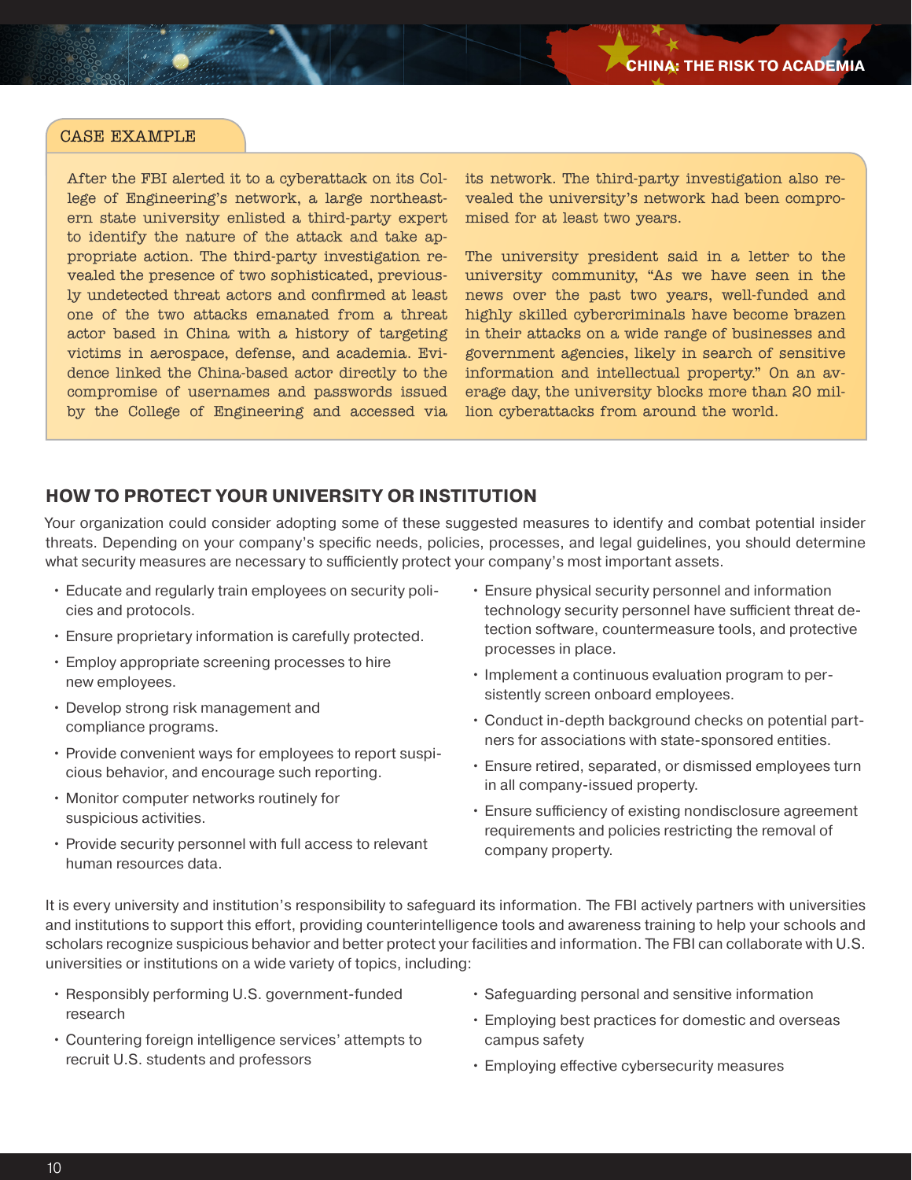CASE EXAMPLE

After the FBI alerted it to a cyberattack on its College of Engineering's network, a large northeastern state university enlisted a third-party expert to identify the nature of the attack and take appropriate action. The third-party investigation revealed the presence of two sophisticated, previously undetected threat actors and confirmed at least one of the two attacks emanated from a threat actor based in China with a history of targeting victims in aerospace, defense, and academia. Evidence linked the China-based actor directly to the compromise of usernames and passwords issued by the College of Engineering and accessed via its network. The third-party investigation also revealed the university's network had been compromised for at least two years.

The university president said in a letter to the university community, "As we have seen in the news over the past two years, well-funded and highly skilled cybercriminals have become brazen in their attacks on a wide range of businesses and government agencies, likely in search of sensitive information and intellectual property." On an average day, the university blocks more than 20 million cyberattacks from around the world.

## HOW TO PROTECT YOUR UNIVERSITY OR INSTITUTION

Your organization could consider adopting some of these suggested measures to identify and combat potential insider threats. Depending on your company's specific needs, policies, processes, and legal guidelines, you should determine what security measures are necessary to sufficiently protect your company's most important assets.

- Educate and regularly train employees on security policies and protocols.
- Ensure proprietary information is carefully protected.
- Employ appropriate screening processes to hire new employees.
- Develop strong risk management and compliance programs.
- Provide convenient ways for employees to report suspicious behavior, and encourage such reporting.
- Monitor computer networks routinely for suspicious activities.
- Provide security personnel with full access to relevant human resources data.
- Ensure physical security personnel and information technology security personnel have sufficient threat detection software, countermeasure tools, and protective processes in place.
- Implement a continuous evaluation program to persistently screen onboard employees.
- Conduct in-depth background checks on potential partners for associations with state-sponsored entities.
- Ensure retired, separated, or dismissed employees turn in all company-issued property.
- Ensure sufficiency of existing nondisclosure agreement requirements and policies restricting the removal of company property.

It is every university and institution's responsibility to safeguard its information. The FBI actively partners with universities and institutions to support this effort, providing counterintelligence tools and awareness training to help your schools and scholars recognize suspicious behavior and better protect your facilities and information. The FBI can collaborate with U.S. universities or institutions on a wide variety of topics, including:

- Responsibly performing U.S. government-funded research
- Countering foreign intelligence services' attempts to recruit U.S. students and professors
- Safeguarding personal and sensitive information
- Employing best practices for domestic and overseas campus safety
- Employing effective cybersecurity measures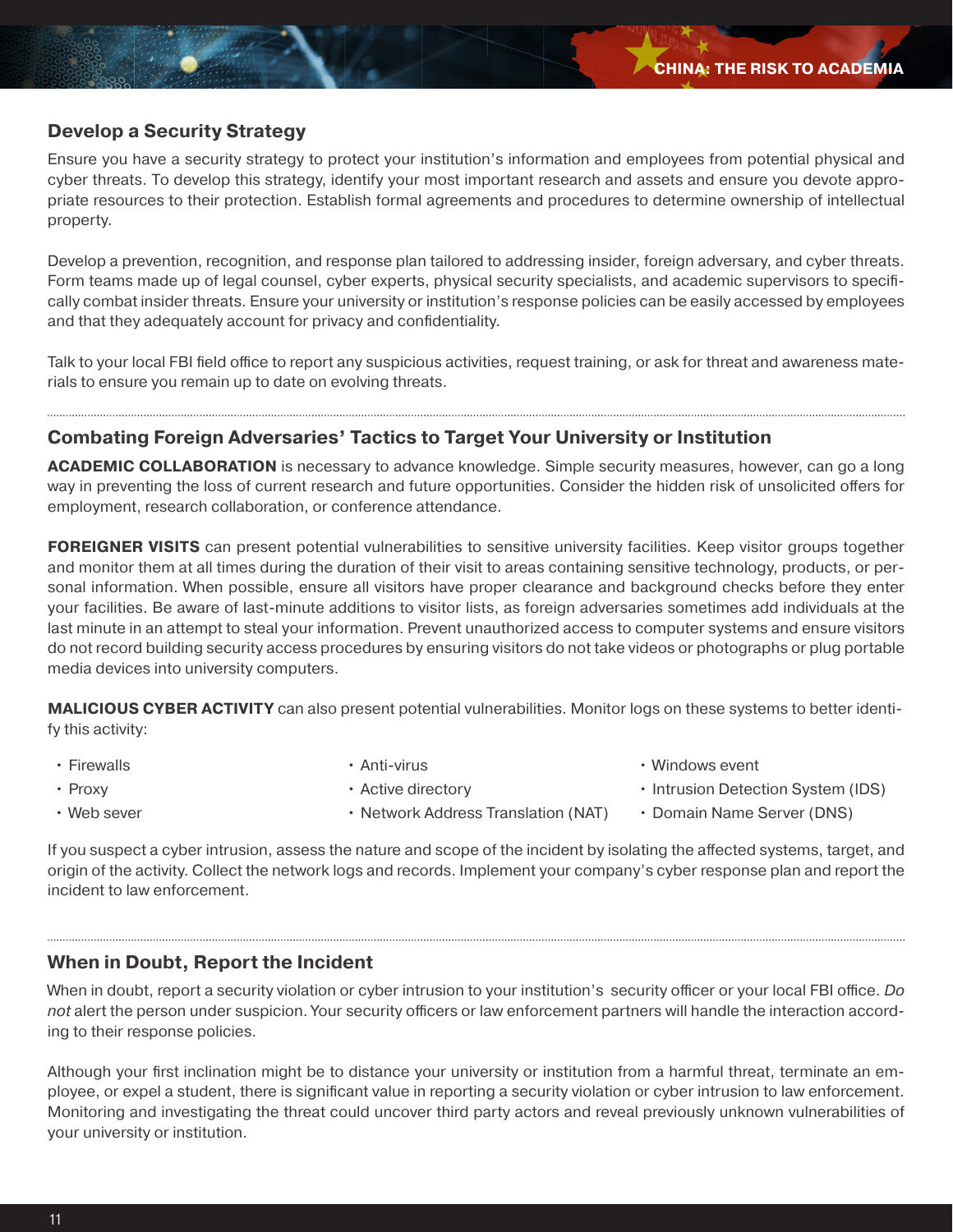## Develop a Security Strategy

Ensure you have a security strategy to protect your institution's information and employees from potential physical and cyber threats. To develop this strategy, identify your most important research and assets and ensure you devote appropriate resources to their protection. Establish formal agreements and procedures to determine ownership of intellectual property.

Develop a prevention, recognition, and response plan tailored to addressing insider, foreign adversary, and cyber threats. Form teams made up of legal counsel, cyber experts, physical security specialists, and academic supervisors to specifically combat insider threats. Ensure your university or institution's response policies can be easily accessed by employees and that they adequately account for privacy and confidentiality.

Talk to your local FBI field office to report any suspicious activities, request training, or ask for threat and awareness materials to ensure you remain up to date on evolving threats.

## Combating Foreign Adversaries' Tactics to Target Your University or Institution

**ACADEMIC COLLABORATION** is necessary to advance knowledge. Simple security measures, however, can go a long way in preventing the loss of current research and future opportunities. Consider the hidden risk of unsolicited offers for employment, research collaboration, or conference attendance.

**FOREIGNER VISITS** can present potential vulnerabilities to sensitive university facilities. Keep visitor groups together and monitor them at all times during the duration of their visit to areas containing sensitive technology, products, or personal information. When possible, ensure all visitors have proper clearance and background checks before they enter your facilities. Be aware of last-minute additions to visitor lists, as foreign adversaries sometimes add individuals at the last minute in an attempt to steal your information. Prevent unauthorized access to computer systems and ensure visitors do not record building security access procedures by ensuring visitors do not take videos or photographs or plug portable media devices into university computers.

**MALICIOUS CYBER ACTIVITY** can also present potential vulnerabilities. Monitor logs on these systems to better identify this activity:

- Firewalls
- Proxy
- Web sever
- Anti-virus
- Active directory
- Network Address Translation (NAT)
- Windows event
- Intrusion Detection System (IDS)
- Domain Name Server (DNS)

If you suspect a cyber intrusion, assess the nature and scope of the incident by isolating the affected systems, target, and origin of the activity. Collect the network logs and records. Implement your company's cyber response plan and report the incident to law enforcement.

## When in Doubt, Report the Incident

When in doubt, report a security violation or cyber intrusion to your institution's security officer or your local FBI office. *Do not* alert the person under suspicion. Your security officers or law enforcement partners will handle the interaction according to their response policies.

Although your first inclination might be to distance your university or institution from a harmful threat, terminate an employee, or expel a student, there is significant value in reporting a security violation or cyber intrusion to law enforcement. Monitoring and investigating the threat could uncover third party actors and reveal previously unknown vulnerabilities of your university or institution.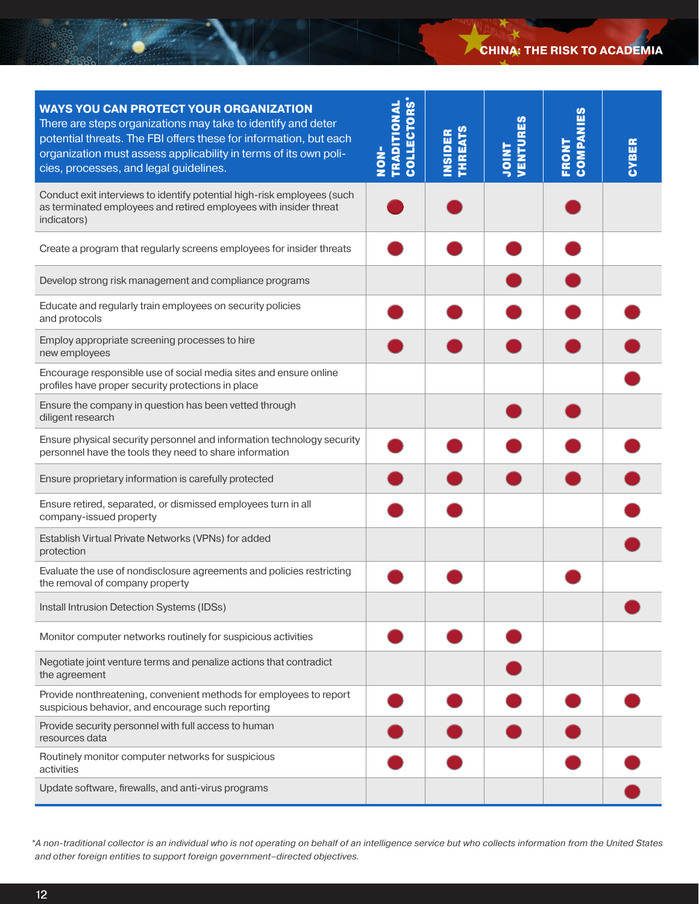| **WAYS YOU CAN PROTECT YOUR ORGANIZATION** There are steps organizations may take to identify and deter potential threats. The FBI offers these for information, but each organization must assess applicability in terms of its own policies, processes, and legal guidelines. | NON-TRADITIONAL COLLECTORS* | INSIDER THREATS | JOINT VENTURES | FRONT COMPANIES | CYBER |
|---|---|---|---|---|---|
| Conduct exit interviews to identify potential high-risk employees (such as terminated employees and retired employees with insider threat indicators) | ● | ● | | ● | |
| Create a program that regularly screens employees for insider threats | ● | ● | ● | ● | |
| Develop strong risk management and compliance programs | | | ● | ● | |
| Educate and regularly train employees on security policies and protocols | ● | ● | ● | ● | ● |
| Employ appropriate screening processes to hire new employees | ● | ● | ● | ● | ● |
| Encourage responsible use of social media sites and ensure online profiles have proper security protections in place | | | | | ● |
| Ensure the company in question has been vetted through diligent research | | | ● | ● | |
| Ensure physical security personnel and information technology security personnel have the tools they need to share information | ● | ● | ● | ● | ● |
| Ensure proprietary information is carefully protected | ● | ● | ● | ● | ● |
| Ensure retired, separated, or dismissed employees turn in all company-issued property | ● | ● | | | ● |
| Establish Virtual Private Networks (VPNs) for added protection | | | | | ● |
| Evaluate the use of nondisclosure agreements and policies restricting the removal of company property | ● | ● | | ● | |
| Install Intrusion Detection Systems (IDSs) | | | | | ● |
| Monitor computer networks routinely for suspicious activities | ● | ● | ● | | |
| Negotiate joint venture terms and penalize actions that contradict the agreement | | | ● | | |
| Provide nonthreatening, convenient methods for employees to report suspicious behavior, and encourage such reporting | ● | ● | ● | ● | ● |
| Provide security personnel with full access to human resources data | ● | ● | ● | ● | |
| Routinely monitor computer networks for suspicious activities | ● | ● | | ● | ● |
| Update software, firewalls, and anti-virus programs | | | | | ● |

*\*A non-traditional collector is an individual who is not operating on behalf of an intelligence service but who collects information from the United States and other foreign entities to support foreign government–directed objectives.*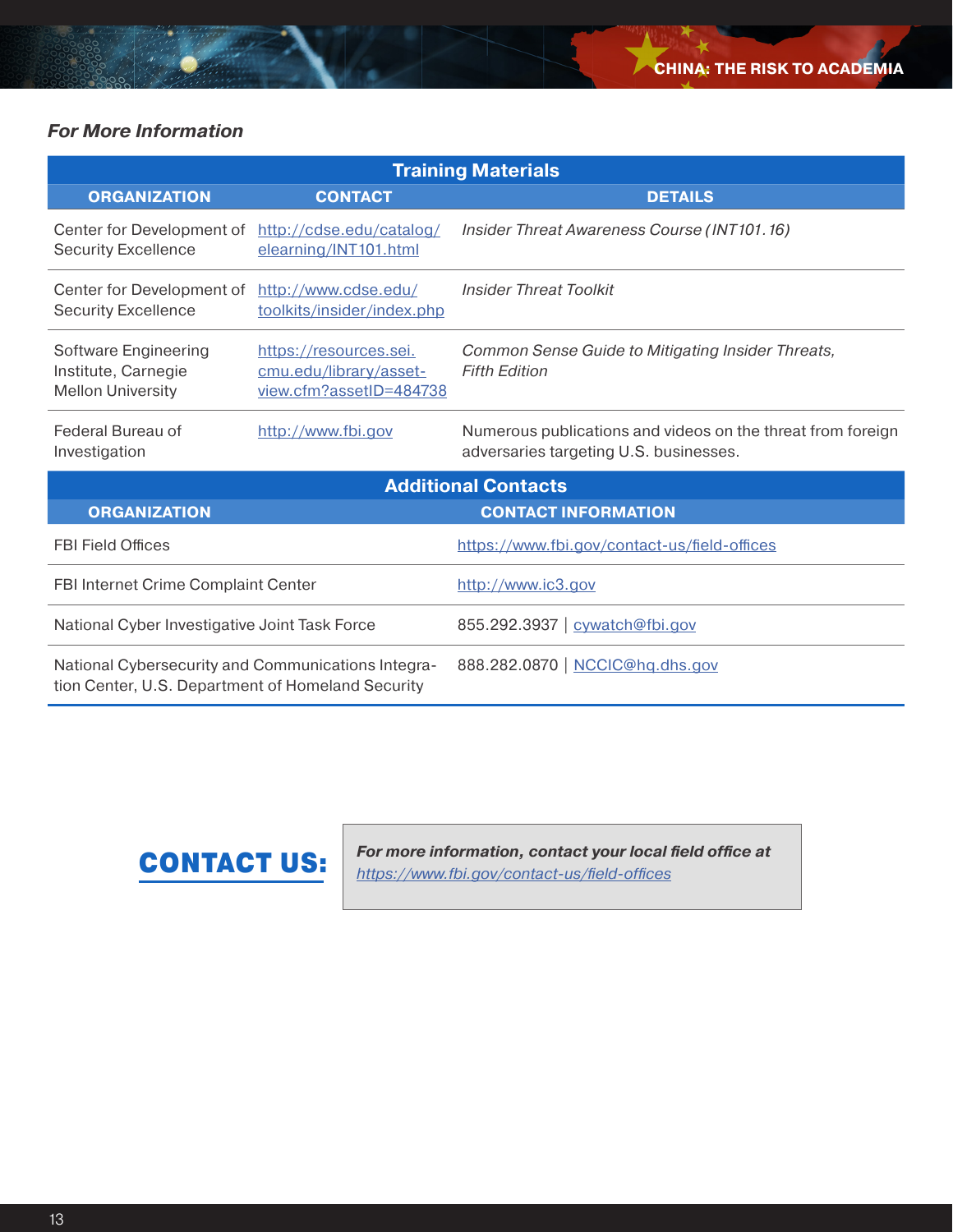***For More Information***

| Training Materials | | |
|---|---|---|
| **ORGANIZATION** | **CONTACT** | **DETAILS** |
| Center for Development of Security Excellence | http://cdse.edu/catalog/elearning/INT101.html | *Insider Threat Awareness Course (INT101. 16)* |
| Center for Development of Security Excellence | http://www.cdse.edu/toolkits/insider/index.php | *Insider Threat Toolkit* |
| Software Engineering Institute, Carnegie Mellon University | https://resources.sei.cmu.edu/library/asset-view.cfm?assetID=484738 | *Common Sense Guide to Mitigating Insider Threats, Fifth Edition* |
| Federal Bureau of Investigation | http://www.fbi.gov | Numerous publications and videos on the threat from foreign adversaries targeting U.S. businesses. |

| Additional Contacts | |
|---|---|
| **ORGANIZATION** | **CONTACT INFORMATION** |
| FBI Field Offices | https://www.fbi.gov/contact-us/field-offices |
| FBI Internet Crime Complaint Center | http://www.ic3.gov |
| National Cyber Investigative Joint Task Force | 855.292.3937 \| cywatch@fbi.gov |
| National Cybersecurity and Communications Integration Center, U.S. Department of Homeland Security | 888.282.0870 \| NCCIC@hq.dhs.gov |

## CONTACT US:

***For more information, contact your local field office at** https://www.fbi.gov/contact-us/field-offices*